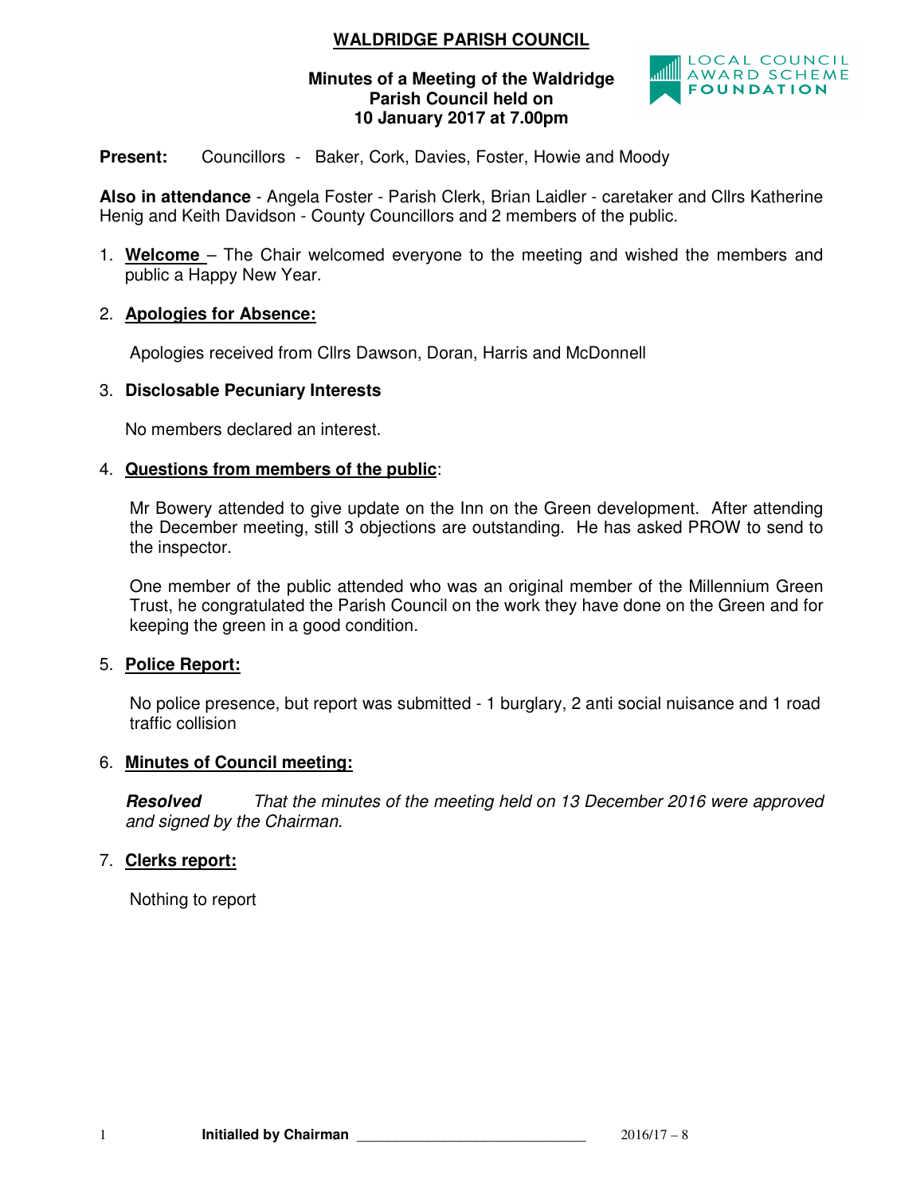# WALDRIDGE PARISH COUNCIL

**Minutes of a Meeting of the Waldridge Parish Council held on 10 January 2017 at 7.00pm**

LOCAL COUNCIL AWARD SCHEME FOUNDATION

**Present:** Councillors - Baker, Cork, Davies, Foster, Howie and Moody

**Also in attendance** - Angela Foster - Parish Clerk, Brian Laidler - caretaker and Cllrs Katherine Henig and Keith Davidson - County Councillors and 2 members of the public.

1. **Welcome** – The Chair welcomed everyone to the meeting and wished the members and public a Happy New Year.

2. **Apologies for Absence:**

   Apologies received from Cllrs Dawson, Doran, Harris and McDonnell

3. **Disclosable Pecuniary Interests**

   No members declared an interest.

4. **Questions from members of the public**:

   Mr Bowery attended to give update on the Inn on the Green development. After attending the December meeting, still 3 objections are outstanding. He has asked PROW to send to the inspector.

   One member of the public attended who was an original member of the Millennium Green Trust, he congratulated the Parish Council on the work they have done on the Green and for keeping the green in a good condition.

5. **Police Report:**

   No police presence, but report was submitted - 1 burglary, 2 anti social nuisance and 1 road traffic collision

6. **Minutes of Council meeting:**

   ***Resolved*** *That the minutes of the meeting held on 13 December 2016 were approved and signed by the Chairman.*

7. **Clerks report:**

   Nothing to report

**Initialled by Chairman** ______________________________ 2016/17 – 8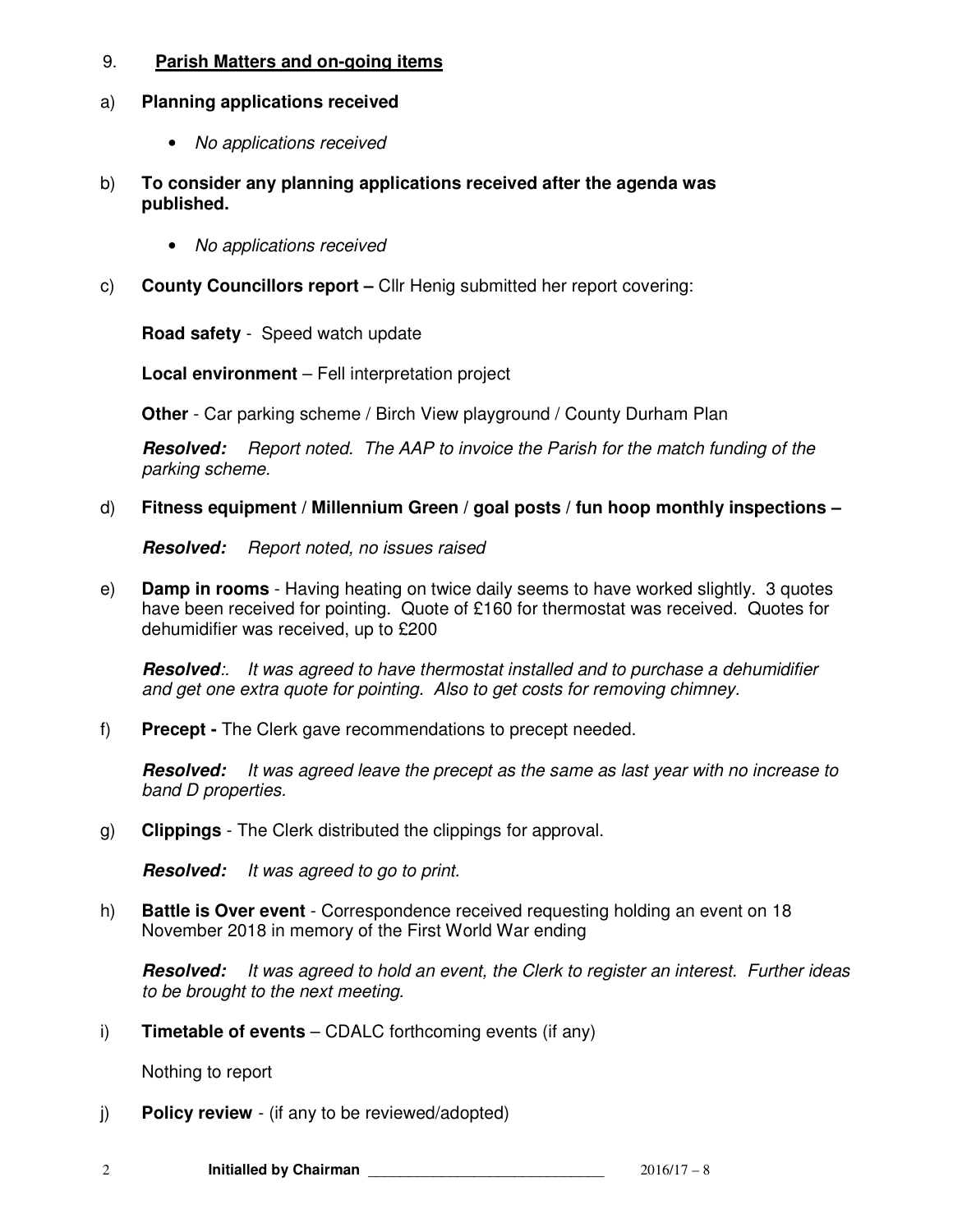9. **Parish Matters and on-going items**

a) **Planning applications received**

- *No applications received*

b) **To consider any planning applications received after the agenda was published.**

- *No applications received*

c) **County Councillors report –** Cllr Henig submitted her report covering:

**Road safety** - Speed watch update

**Local environment** – Fell interpretation project

**Other** - Car parking scheme / Birch View playground / County Durham Plan

***Resolved:*** *Report noted. The AAP to invoice the Parish for the match funding of the parking scheme.*

d) **Fitness equipment / Millennium Green / goal posts / fun hoop monthly inspections –**

***Resolved:*** *Report noted, no issues raised*

e) **Damp in rooms** - Having heating on twice daily seems to have worked slightly. 3 quotes have been received for pointing. Quote of £160 for thermostat was received. Quotes for dehumidifier was received, up to £200

***Resolved:*** *. It was agreed to have thermostat installed and to purchase a dehumidifier and get one extra quote for pointing. Also to get costs for removing chimney.*

f) **Precept -** The Clerk gave recommendations to precept needed.

***Resolved:*** *It was agreed leave the precept as the same as last year with no increase to band D properties.*

g) **Clippings** - The Clerk distributed the clippings for approval.

***Resolved:*** *It was agreed to go to print.*

h) **Battle is Over event** - Correspondence received requesting holding an event on 18 November 2018 in memory of the First World War ending

***Resolved:*** *It was agreed to hold an event, the Clerk to register an interest. Further ideas to be brought to the next meeting.*

i) **Timetable of events** – CDALC forthcoming events (if any)

Nothing to report

j) **Policy review** - (if any to be reviewed/adopted)

**Initialled by Chairman** _____________________________ 2016/17 – 8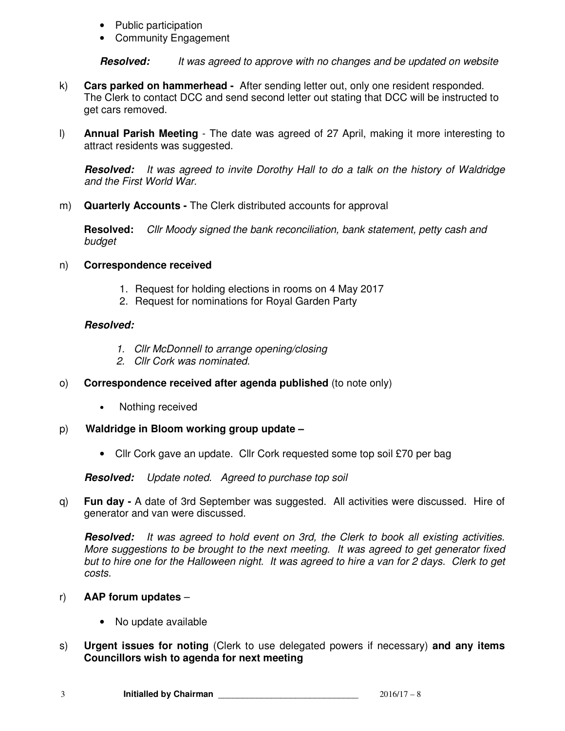- Public participation
- Community Engagement

***Resolved:*** *It was agreed to approve with no changes and be updated on website*

k) **Cars parked on hammerhead -** After sending letter out, only one resident responded. The Clerk to contact DCC and send second letter out stating that DCC will be instructed to get cars removed.

l) **Annual Parish Meeting** - The date was agreed of 27 April, making it more interesting to attract residents was suggested.

***Resolved:*** *It was agreed to invite Dorothy Hall to do a talk on the history of Waldridge and the First World War.*

m) **Quarterly Accounts -** The Clerk distributed accounts for approval

**Resolved:** *Cllr Moody signed the bank reconciliation, bank statement, petty cash and budget*

n) **Correspondence received**

1. Request for holding elections in rooms on 4 May 2017
2. Request for nominations for Royal Garden Party

***Resolved:***

1. *Cllr McDonnell to arrange opening/closing*
2. *Cllr Cork was nominated.*

o) **Correspondence received after agenda published** (to note only)

- Nothing received

p) **Waldridge in Bloom working group update –**

- Cllr Cork gave an update. Cllr Cork requested some top soil £70 per bag

***Resolved:*** *Update noted. Agreed to purchase top soil*

q) **Fun day -** A date of 3rd September was suggested. All activities were discussed. Hire of generator and van were discussed.

***Resolved:*** *It was agreed to hold event on 3rd, the Clerk to book all existing activities. More suggestions to be brought to the next meeting. It was agreed to get generator fixed but to hire one for the Halloween night. It was agreed to hire a van for 2 days. Clerk to get costs.*

r) **AAP forum updates** –

- No update available

s) **Urgent issues for noting** (Clerk to use delegated powers if necessary) **and any items Councillors wish to agenda for next meeting**

**Initialled by Chairman** ______________________________ 2016/17 – 8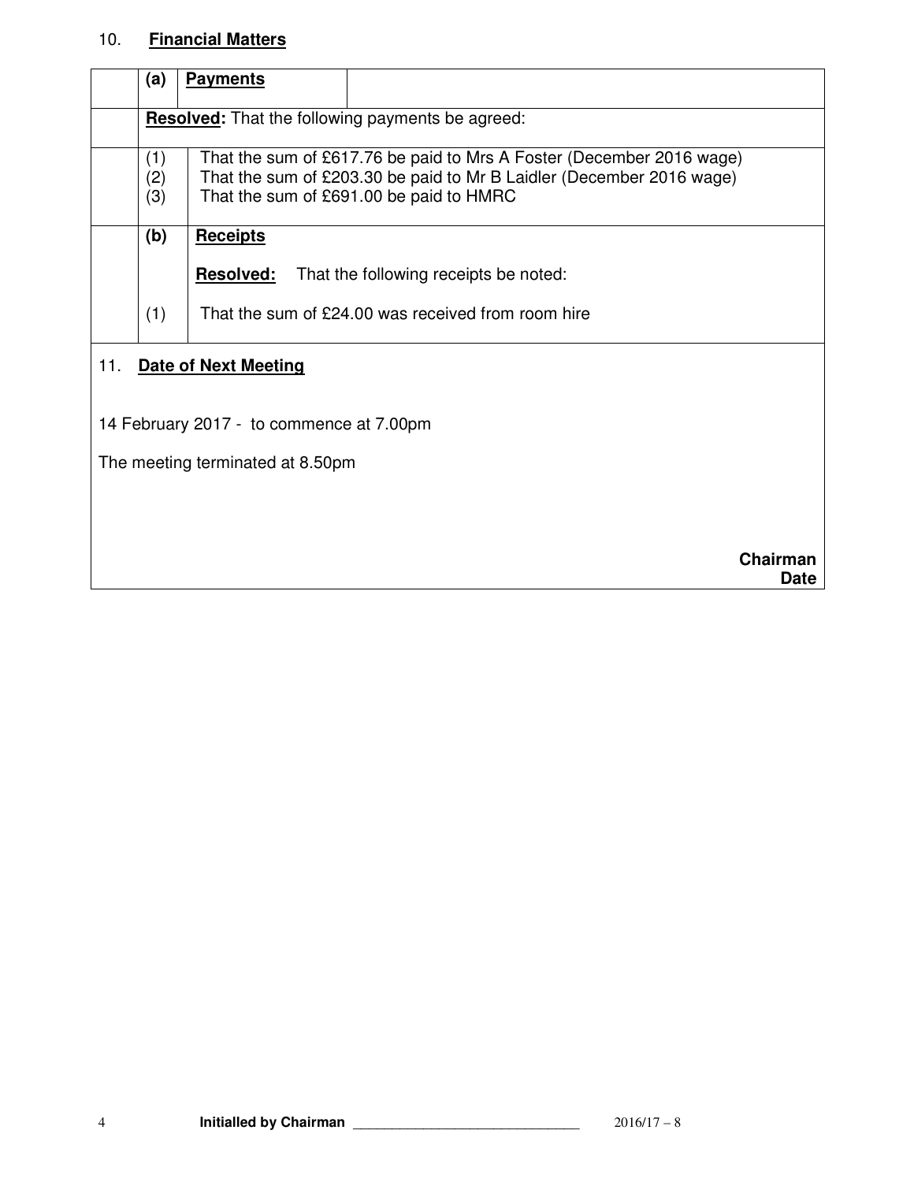## 10. **Financial Matters**

| | | |
|---|---|---|
| | **(a)** | **Payments** |
| | **Resolved:** That the following payments be agreed: | |
| | (1) | That the sum of £617.76 be paid to Mrs A Foster (December 2016 wage) |
| | (2) | That the sum of £203.30 be paid to Mr B Laidler (December 2016 wage) |
| | (3) | That the sum of £691.00 be paid to HMRC |
| | **(b)** | **Receipts** |
| | | **Resolved:** That the following receipts be noted: |
| | (1) | That the sum of £24.00 was received from room hire |

## 11. **Date of Next Meeting**

14 February 2017 - to commence at 7.00pm

The meeting terminated at 8.50pm

**Chairman**
**Date**

**Initialled by Chairman** ______________________________ 2016/17 – 8